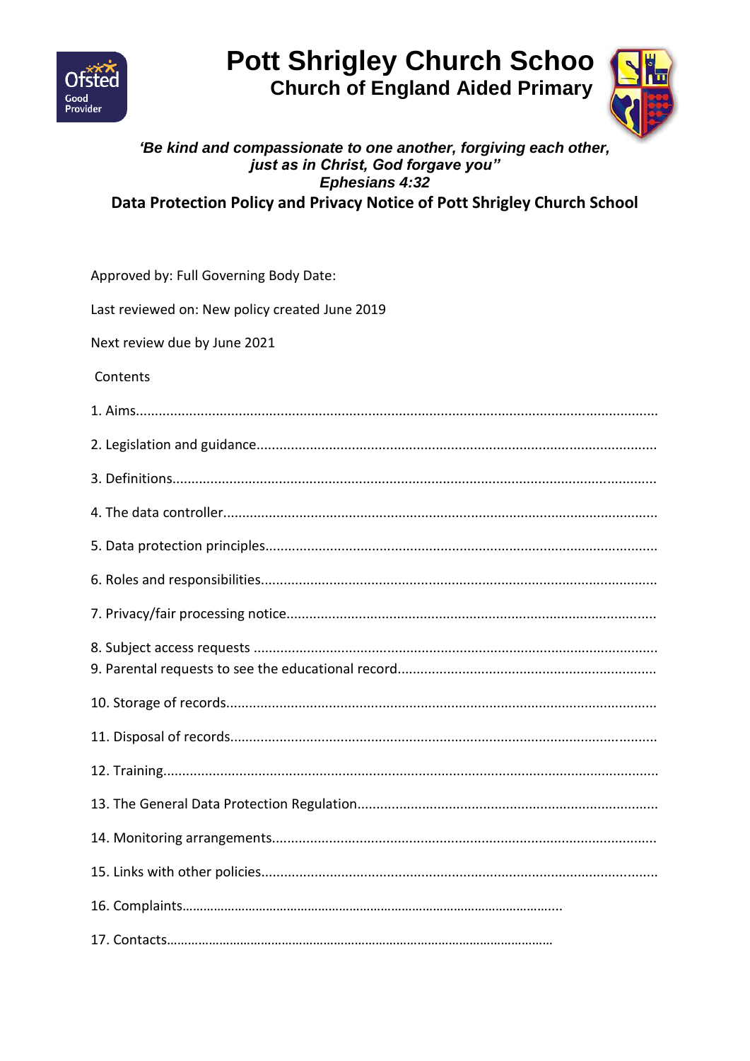# Pott Shrigley Church Schoo

## Church of England Aided Primary

***'Be kind and compassionate to one another, forgiving each other, just as in Christ, God forgave you"***
***Ephesians 4:32***

## Data Protection Policy and Privacy Notice of Pott Shrigley Church School

Approved by: Full Governing Body Date:

Last reviewed on: New policy created June 2019

Next review due by June 2021

Contents

1. Aims.......................................................................................................................................
2. Legislation and guidance........................................................................................................
3. Definitions..............................................................................................................................
4. The data controller.................................................................................................................
5. Data protection principles......................................................................................................
6. Roles and responsibilities........................................................................................................
7. Privacy/fair processing notice................................................................................................
8. Subject access requests .........................................................................................................
9. Parental requests to see the educational record....................................................................
10. Storage of records................................................................................................................
11. Disposal of records...............................................................................................................
12. Training.................................................................................................................................
13. The General Data Protection Regulation..............................................................................
14. Monitoring arrangements.....................................................................................................
15. Links with other policies.......................................................................................................
16. Complaints………………………………………………………………………………………………..
17. Contacts…………………………………………………………………………………………………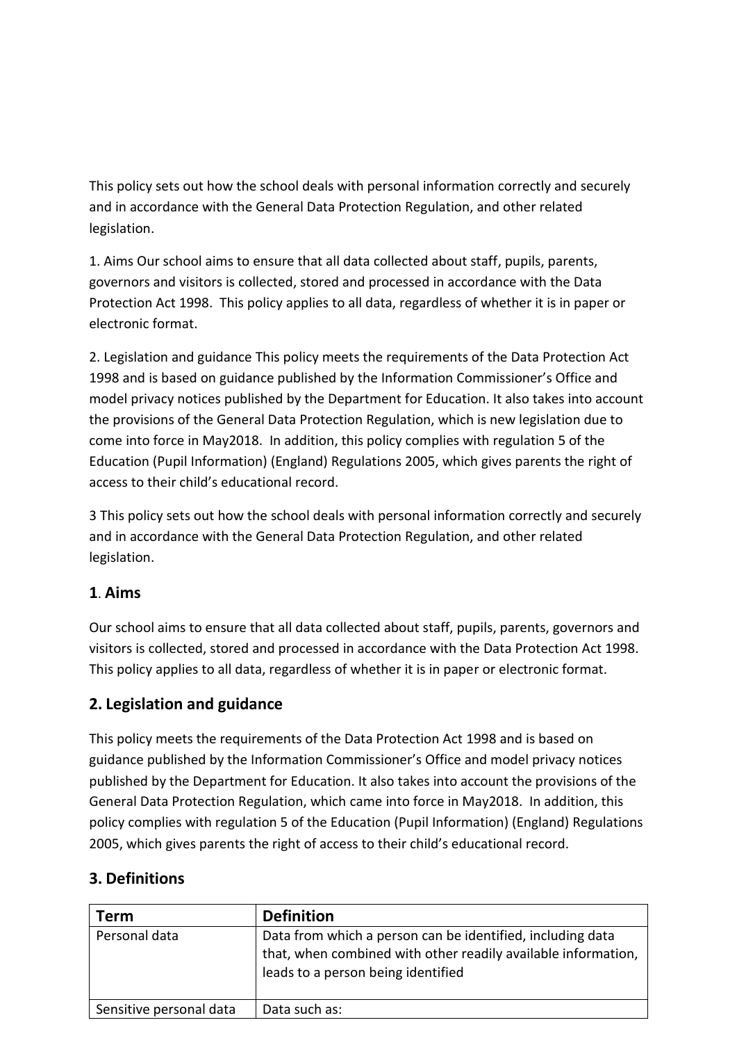This policy sets out how the school deals with personal information correctly and securely and in accordance with the General Data Protection Regulation, and other related legislation.

1. Aims Our school aims to ensure that all data collected about staff, pupils, parents, governors and visitors is collected, stored and processed in accordance with the Data Protection Act 1998. This policy applies to all data, regardless of whether it is in paper or electronic format.

2. Legislation and guidance This policy meets the requirements of the Data Protection Act 1998 and is based on guidance published by the Information Commissioner's Office and model privacy notices published by the Department for Education. It also takes into account the provisions of the General Data Protection Regulation, which is new legislation due to come into force in May2018. In addition, this policy complies with regulation 5 of the Education (Pupil Information) (England) Regulations 2005, which gives parents the right of access to their child's educational record.

3 This policy sets out how the school deals with personal information correctly and securely and in accordance with the General Data Protection Regulation, and other related legislation.

## 1. Aims

Our school aims to ensure that all data collected about staff, pupils, parents, governors and visitors is collected, stored and processed in accordance with the Data Protection Act 1998. This policy applies to all data, regardless of whether it is in paper or electronic format.

## 2. Legislation and guidance

This policy meets the requirements of the Data Protection Act 1998 and is based on guidance published by the Information Commissioner's Office and model privacy notices published by the Department for Education. It also takes into account the provisions of the General Data Protection Regulation, which came into force in May2018. In addition, this policy complies with regulation 5 of the Education (Pupil Information) (England) Regulations 2005, which gives parents the right of access to their child's educational record.

## 3. Definitions

| Term | Definition |
|---|---|
| Personal data | Data from which a person can be identified, including data that, when combined with other readily available information, leads to a person being identified |
| Sensitive personal data | Data such as: |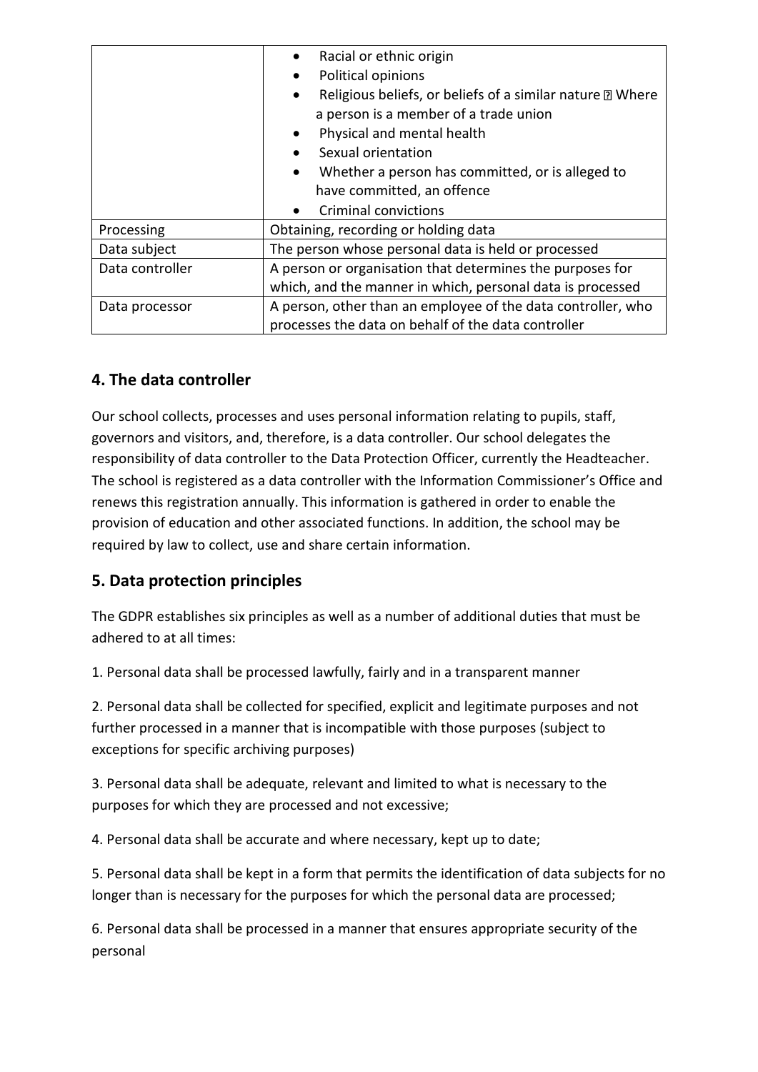| | |
|---|---|
| | • Racial or ethnic origin<br>• Political opinions<br>• Religious beliefs, or beliefs of a similar nature  Where a person is a member of a trade union<br>• Physical and mental health<br>• Sexual orientation<br>• Whether a person has committed, or is alleged to have committed, an offence<br>• Criminal convictions |
| Processing | Obtaining, recording or holding data |
| Data subject | The person whose personal data is held or processed |
| Data controller | A person or organisation that determines the purposes for which, and the manner in which, personal data is processed |
| Data processor | A person, other than an employee of the data controller, who processes the data on behalf of the data controller |

## 4. The data controller

Our school collects, processes and uses personal information relating to pupils, staff, governors and visitors, and, therefore, is a data controller. Our school delegates the responsibility of data controller to the Data Protection Officer, currently the Headteacher. The school is registered as a data controller with the Information Commissioner's Office and renews this registration annually. This information is gathered in order to enable the provision of education and other associated functions. In addition, the school may be required by law to collect, use and share certain information.

## 5. Data protection principles

The GDPR establishes six principles as well as a number of additional duties that must be adhered to at all times:

1. Personal data shall be processed lawfully, fairly and in a transparent manner

2. Personal data shall be collected for specified, explicit and legitimate purposes and not further processed in a manner that is incompatible with those purposes (subject to exceptions for specific archiving purposes)

3. Personal data shall be adequate, relevant and limited to what is necessary to the purposes for which they are processed and not excessive;

4. Personal data shall be accurate and where necessary, kept up to date;

5. Personal data shall be kept in a form that permits the identification of data subjects for no longer than is necessary for the purposes for which the personal data are processed;

6. Personal data shall be processed in a manner that ensures appropriate security of the personal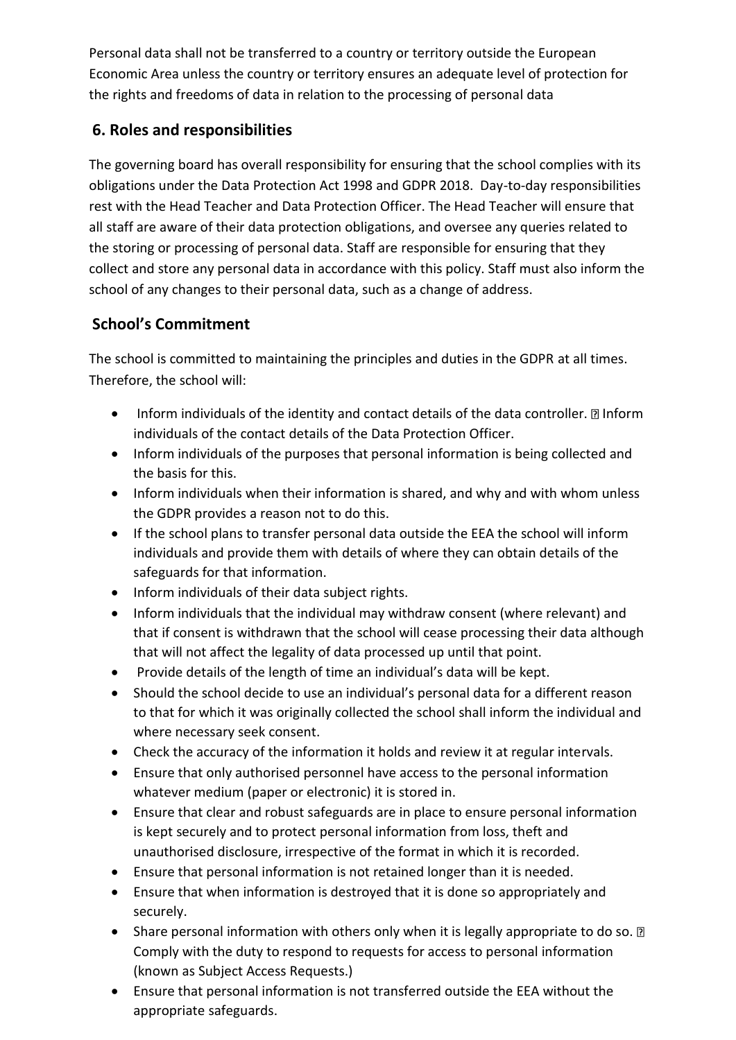Personal data shall not be transferred to a country or territory outside the European Economic Area unless the country or territory ensures an adequate level of protection for the rights and freedoms of data in relation to the processing of personal data

## 6. Roles and responsibilities

The governing board has overall responsibility for ensuring that the school complies with its obligations under the Data Protection Act 1998 and GDPR 2018. Day-to-day responsibilities rest with the Head Teacher and Data Protection Officer. The Head Teacher will ensure that all staff are aware of their data protection obligations, and oversee any queries related to the storing or processing of personal data. Staff are responsible for ensuring that they collect and store any personal data in accordance with this policy. Staff must also inform the school of any changes to their personal data, such as a change of address.

## School's Commitment

The school is committed to maintaining the principles and duties in the GDPR at all times. Therefore, the school will:

- Inform individuals of the identity and contact details of the data controller. Inform individuals of the contact details of the Data Protection Officer.
- Inform individuals of the purposes that personal information is being collected and the basis for this.
- Inform individuals when their information is shared, and why and with whom unless the GDPR provides a reason not to do this.
- If the school plans to transfer personal data outside the EEA the school will inform individuals and provide them with details of where they can obtain details of the safeguards for that information.
- Inform individuals of their data subject rights.
- Inform individuals that the individual may withdraw consent (where relevant) and that if consent is withdrawn that the school will cease processing their data although that will not affect the legality of data processed up until that point.
- Provide details of the length of time an individual's data will be kept.
- Should the school decide to use an individual's personal data for a different reason to that for which it was originally collected the school shall inform the individual and where necessary seek consent.
- Check the accuracy of the information it holds and review it at regular intervals.
- Ensure that only authorised personnel have access to the personal information whatever medium (paper or electronic) it is stored in.
- Ensure that clear and robust safeguards are in place to ensure personal information is kept securely and to protect personal information from loss, theft and unauthorised disclosure, irrespective of the format in which it is recorded.
- Ensure that personal information is not retained longer than it is needed.
- Ensure that when information is destroyed that it is done so appropriately and securely.
- Share personal information with others only when it is legally appropriate to do so. Comply with the duty to respond to requests for access to personal information (known as Subject Access Requests.)
- Ensure that personal information is not transferred outside the EEA without the appropriate safeguards.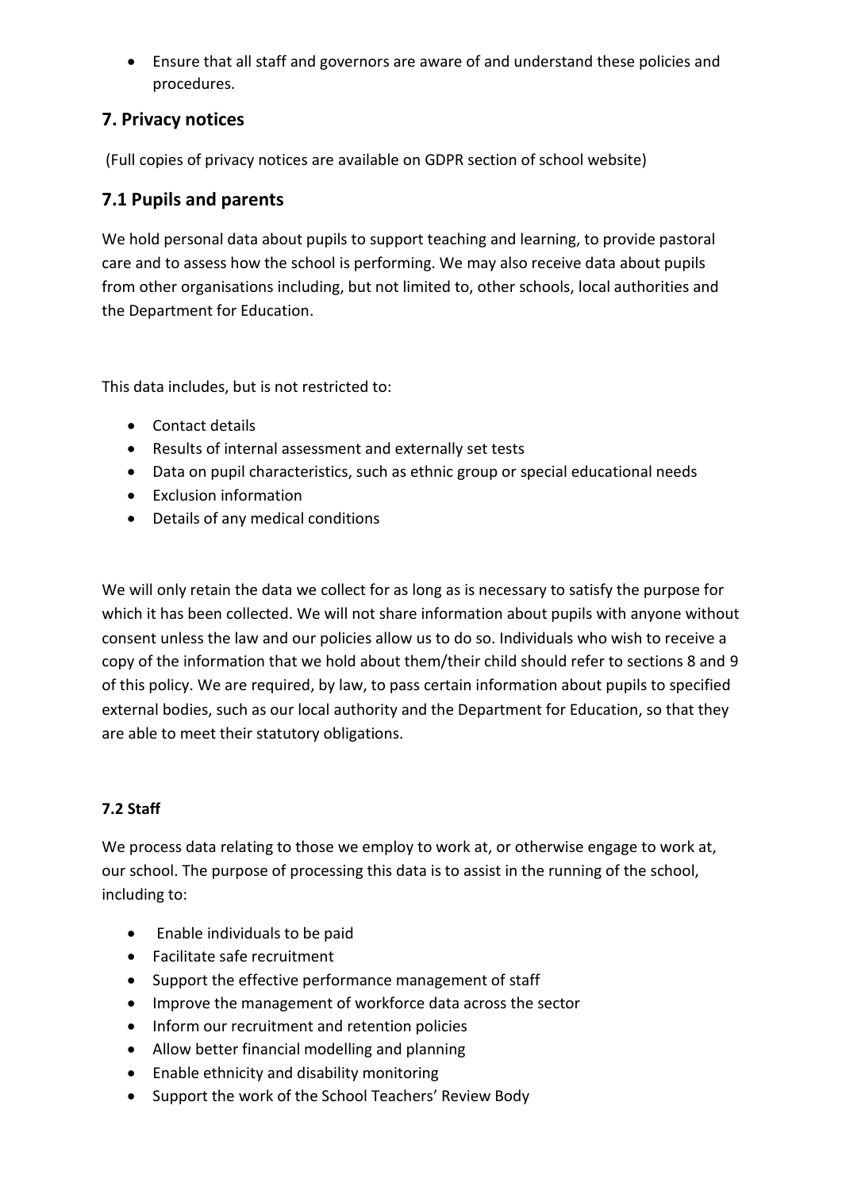- Ensure that all staff and governors are aware of and understand these policies and procedures.

## 7. Privacy notices

(Full copies of privacy notices are available on GDPR section of school website)

## 7.1 Pupils and parents

We hold personal data about pupils to support teaching and learning, to provide pastoral care and to assess how the school is performing. We may also receive data about pupils from other organisations including, but not limited to, other schools, local authorities and the Department for Education.

This data includes, but is not restricted to:

- Contact details
- Results of internal assessment and externally set tests
- Data on pupil characteristics, such as ethnic group or special educational needs
- Exclusion information
- Details of any medical conditions

We will only retain the data we collect for as long as is necessary to satisfy the purpose for which it has been collected. We will not share information about pupils with anyone without consent unless the law and our policies allow us to do so. Individuals who wish to receive a copy of the information that we hold about them/their child should refer to sections 8 and 9 of this policy. We are required, by law, to pass certain information about pupils to specified external bodies, such as our local authority and the Department for Education, so that they are able to meet their statutory obligations.

### 7.2 Staff

We process data relating to those we employ to work at, or otherwise engage to work at, our school. The purpose of processing this data is to assist in the running of the school, including to:

- Enable individuals to be paid
- Facilitate safe recruitment
- Support the effective performance management of staff
- Improve the management of workforce data across the sector
- Inform our recruitment and retention policies
- Allow better financial modelling and planning
- Enable ethnicity and disability monitoring
- Support the work of the School Teachers' Review Body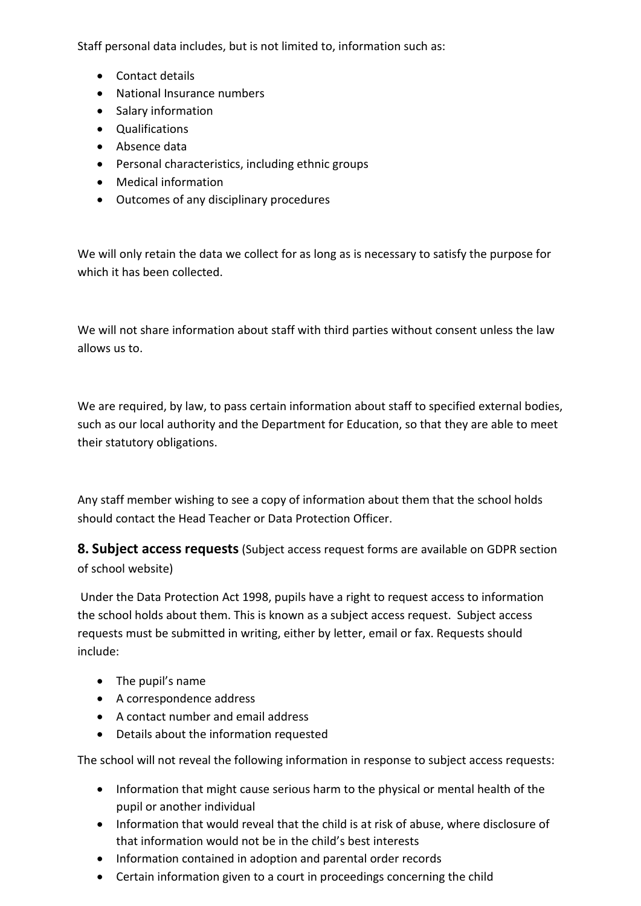Staff personal data includes, but is not limited to, information such as:

- Contact details
- National Insurance numbers
- Salary information
- Qualifications
- Absence data
- Personal characteristics, including ethnic groups
- Medical information
- Outcomes of any disciplinary procedures

We will only retain the data we collect for as long as is necessary to satisfy the purpose for which it has been collected.

We will not share information about staff with third parties without consent unless the law allows us to.

We are required, by law, to pass certain information about staff to specified external bodies, such as our local authority and the Department for Education, so that they are able to meet their statutory obligations.

Any staff member wishing to see a copy of information about them that the school holds should contact the Head Teacher or Data Protection Officer.

## 8. Subject access requests (Subject access request forms are available on GDPR section of school website)

Under the Data Protection Act 1998, pupils have a right to request access to information the school holds about them. This is known as a subject access request. Subject access requests must be submitted in writing, either by letter, email or fax. Requests should include:

- The pupil's name
- A correspondence address
- A contact number and email address
- Details about the information requested

The school will not reveal the following information in response to subject access requests:

- Information that might cause serious harm to the physical or mental health of the pupil or another individual
- Information that would reveal that the child is at risk of abuse, where disclosure of that information would not be in the child's best interests
- Information contained in adoption and parental order records
- Certain information given to a court in proceedings concerning the child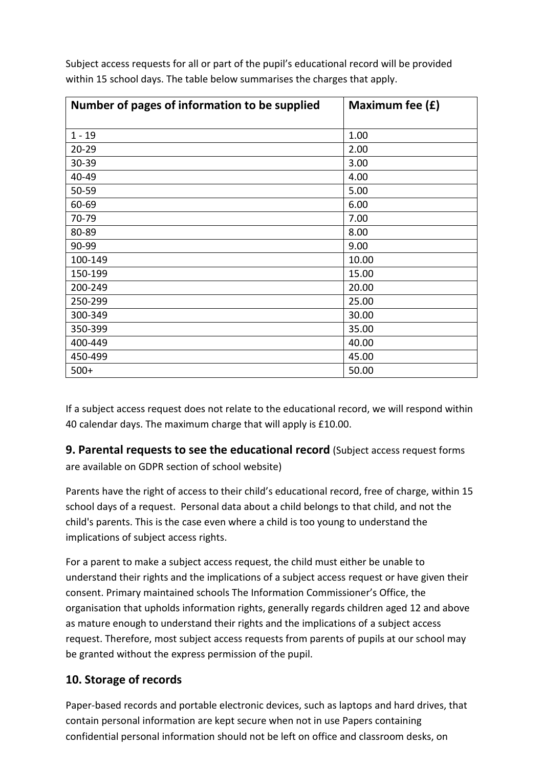Subject access requests for all or part of the pupil's educational record will be provided within 15 school days. The table below summarises the charges that apply.

| Number of pages of information to be supplied | Maximum fee (£) |
| --- | --- |
| 1 - 19 | 1.00 |
| 20-29 | 2.00 |
| 30-39 | 3.00 |
| 40-49 | 4.00 |
| 50-59 | 5.00 |
| 60-69 | 6.00 |
| 70-79 | 7.00 |
| 80-89 | 8.00 |
| 90-99 | 9.00 |
| 100-149 | 10.00 |
| 150-199 | 15.00 |
| 200-249 | 20.00 |
| 250-299 | 25.00 |
| 300-349 | 30.00 |
| 350-399 | 35.00 |
| 400-449 | 40.00 |
| 450-499 | 45.00 |
| 500+ | 50.00 |

If a subject access request does not relate to the educational record, we will respond within 40 calendar days. The maximum charge that will apply is £10.00.

## 9. Parental requests to see the educational record (Subject access request forms are available on GDPR section of school website)

Parents have the right of access to their child's educational record, free of charge, within 15 school days of a request. Personal data about a child belongs to that child, and not the child's parents. This is the case even where a child is too young to understand the implications of subject access rights.

For a parent to make a subject access request, the child must either be unable to understand their rights and the implications of a subject access request or have given their consent. Primary maintained schools The Information Commissioner's Office, the organisation that upholds information rights, generally regards children aged 12 and above as mature enough to understand their rights and the implications of a subject access request. Therefore, most subject access requests from parents of pupils at our school may be granted without the express permission of the pupil.

## 10. Storage of records

Paper-based records and portable electronic devices, such as laptops and hard drives, that contain personal information are kept secure when not in use Papers containing confidential personal information should not be left on office and classroom desks, on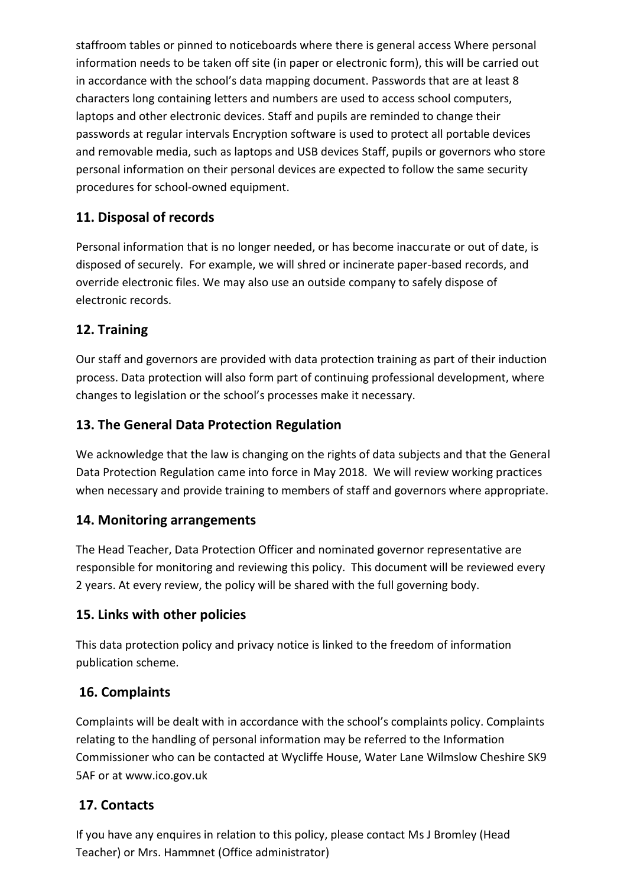staffroom tables or pinned to noticeboards where there is general access Where personal information needs to be taken off site (in paper or electronic form), this will be carried out in accordance with the school's data mapping document. Passwords that are at least 8 characters long containing letters and numbers are used to access school computers, laptops and other electronic devices. Staff and pupils are reminded to change their passwords at regular intervals Encryption software is used to protect all portable devices and removable media, such as laptops and USB devices Staff, pupils or governors who store personal information on their personal devices are expected to follow the same security procedures for school-owned equipment.

## 11. Disposal of records

Personal information that is no longer needed, or has become inaccurate or out of date, is disposed of securely. For example, we will shred or incinerate paper-based records, and override electronic files. We may also use an outside company to safely dispose of electronic records.

## 12. Training

Our staff and governors are provided with data protection training as part of their induction process. Data protection will also form part of continuing professional development, where changes to legislation or the school's processes make it necessary.

## 13. The General Data Protection Regulation

We acknowledge that the law is changing on the rights of data subjects and that the General Data Protection Regulation came into force in May 2018. We will review working practices when necessary and provide training to members of staff and governors where appropriate.

## 14. Monitoring arrangements

The Head Teacher, Data Protection Officer and nominated governor representative are responsible for monitoring and reviewing this policy. This document will be reviewed every 2 years. At every review, the policy will be shared with the full governing body.

## 15. Links with other policies

This data protection policy and privacy notice is linked to the freedom of information publication scheme.

## 16. Complaints

Complaints will be dealt with in accordance with the school's complaints policy. Complaints relating to the handling of personal information may be referred to the Information Commissioner who can be contacted at Wycliffe House, Water Lane Wilmslow Cheshire SK9 5AF or at www.ico.gov.uk

## 17. Contacts

If you have any enquires in relation to this policy, please contact Ms J Bromley (Head Teacher) or Mrs. Hammnet (Office administrator)